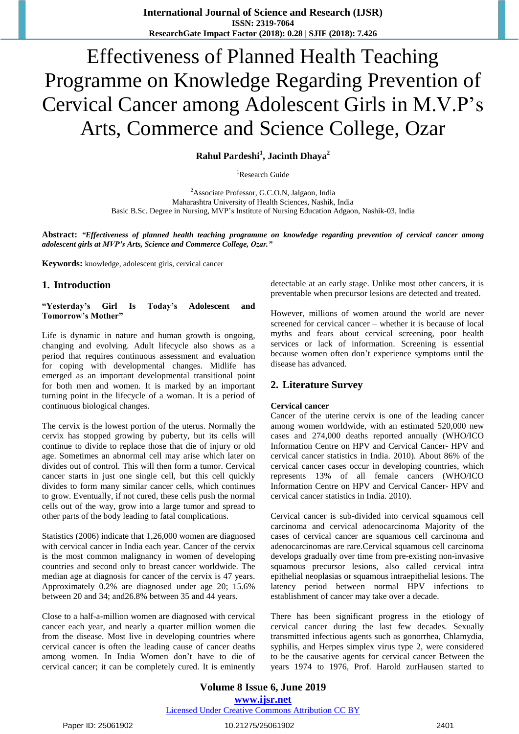# Effectiveness of Planned Health Teaching Programme on Knowledge Regarding Prevention of Cervical Cancer among Adolescent Girls in M.V.P's Arts, Commerce and Science College, Ozar

**Rahul Pardeshi[1], Jacinth Dhaya[2]**

[1]Research Guide

[2]Associate Professor, G.C.O.N, Jalgaon, India
Maharashtra University of Health Sciences, Nashik, India
Basic B.Sc. Degree in Nursing, MVP's Institute of Nursing Education Adgaon, Nashik-03, India

**Abstract:** ***"Effectiveness of planned health teaching programme on knowledge regarding prevention of cervical cancer among adolescent girls at MVP's Arts, Science and Commerce College, Ozar."***

**Keywords:** knowledge, adolescent girls, cervical cancer

## 1. Introduction

**"Yesterday's Girl Is Today's Adolescent and Tomorrow's Mother"**

Life is dynamic in nature and human growth is ongoing, changing and evolving. Adult lifecycle also shows as a period that requires continuous assessment and evaluation for coping with developmental changes. Midlife has emerged as an important developmental transitional point for both men and women. It is marked by an important turning point in the lifecycle of a woman. It is a period of continuous biological changes.

The cervix is the lowest portion of the uterus. Normally the cervix has stopped growing by puberty, but its cells will continue to divide to replace those that die of injury or old age. Sometimes an abnormal cell may arise which later on divides out of control. This will then form a tumor. Cervical cancer starts in just one single cell, but this cell quickly divides to form many similar cancer cells, which continues to grow. Eventually, if not cured, these cells push the normal cells out of the way, grow into a large tumor and spread to other parts of the body leading to fatal complications.

Statistics (2006) indicate that 1,26,000 women are diagnosed with cervical cancer in India each year. Cancer of the cervix is the most common malignancy in women of developing countries and second only to breast cancer worldwide. The median age at diagnosis for cancer of the cervix is 47 years. Approximately 0.2% are diagnosed under age 20; 15.6% between 20 and 34; and26.8% between 35 and 44 years.

Close to a half-a-million women are diagnosed with cervical cancer each year, and nearly a quarter million women die from the disease. Most live in developing countries where cervical cancer is often the leading cause of cancer deaths among women. In India Women don't have to die of cervical cancer; it can be completely cured. It is eminently detectable at an early stage. Unlike most other cancers, it is preventable when precursor lesions are detected and treated.

However, millions of women around the world are never screened for cervical cancer – whether it is because of local myths and fears about cervical screening, poor health services or lack of information. Screening is essential because women often don't experience symptoms until the disease has advanced.

## 2. Literature Survey

**Cervical cancer**

Cancer of the uterine cervix is one of the leading cancer among women worldwide, with an estimated 520,000 new cases and 274,000 deaths reported annually (WHO/ICO Information Centre on HPV and Cervical Cancer- HPV and cervical cancer statistics in India. 2010). About 86% of the cervical cancer cases occur in developing countries, which represents 13% of all female cancers (WHO/ICO Information Centre on HPV and Cervical Cancer- HPV and cervical cancer statistics in India. 2010).

Cervical cancer is sub-divided into cervical squamous cell carcinoma and cervical adenocarcinoma Majority of the cases of cervical cancer are squamous cell carcinoma and adenocarcinomas are rare.Cervical squamous cell carcinoma develops gradually over time from pre-existing non-invasive squamous precursor lesions, also called cervical intra epithelial neoplasias or squamous intraepithelial lesions. The latency period between normal HPV infections to establishment of cancer may take over a decade.

There has been significant progress in the etiology of cervical cancer during the last few decades. Sexually transmitted infectious agents such as gonorrhea, Chlamydia, syphilis, and Herpes simplex virus type 2, were considered to be the causative agents for cervical cancer Between the years 1974 to 1976, Prof. Harold zurHausen started to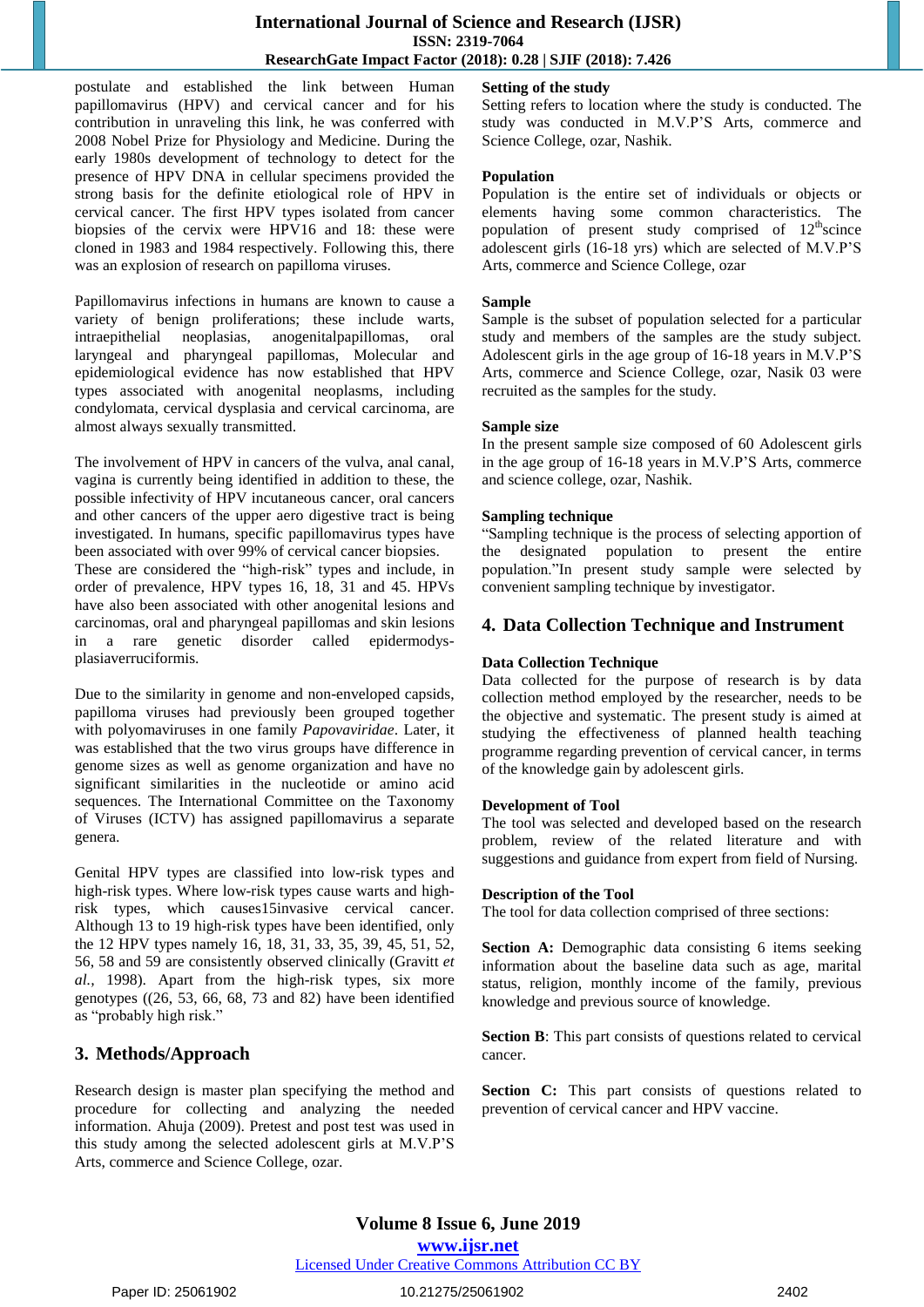postulate and established the link between Human papillomavirus (HPV) and cervical cancer and for his contribution in unraveling this link, he was conferred with 2008 Nobel Prize for Physiology and Medicine. During the early 1980s development of technology to detect for the presence of HPV DNA in cellular specimens provided the strong basis for the definite etiological role of HPV in cervical cancer. The first HPV types isolated from cancer biopsies of the cervix were HPV16 and 18: these were cloned in 1983 and 1984 respectively. Following this, there was an explosion of research on papilloma viruses.

Papillomavirus infections in humans are known to cause a variety of benign proliferations; these include warts, intraepithelial neoplasias, anogenitalpapillomas, oral laryngeal and pharyngeal papillomas, Molecular and epidemiological evidence has now established that HPV types associated with anogenital neoplasms, including condylomata, cervical dysplasia and cervical carcinoma, are almost always sexually transmitted.

The involvement of HPV in cancers of the vulva, anal canal, vagina is currently being identified in addition to these, the possible infectivity of HPV incutaneous cancer, oral cancers and other cancers of the upper aero digestive tract is being investigated. In humans, specific papillomavirus types have been associated with over 99% of cervical cancer biopsies. These are considered the "high-risk" types and include, in order of prevalence, HPV types 16, 18, 31 and 45. HPVs have also been associated with other anogenital lesions and carcinomas, oral and pharyngeal papillomas and skin lesions in a rare genetic disorder called epidermodys-plasiaverruciformis.

Due to the similarity in genome and non-enveloped capsids, papilloma viruses had previously been grouped together with polyomaviruses in one family *Papovaviridae*. Later, it was established that the two virus groups have difference in genome sizes as well as genome organization and have no significant similarities in the nucleotide or amino acid sequences. The International Committee on the Taxonomy of Viruses (ICTV) has assigned papillomavirus a separate genera.

Genital HPV types are classified into low-risk types and high-risk types. Where low-risk types cause warts and high-risk types, which causes15invasive cervical cancer. Although 13 to 19 high-risk types have been identified, only the 12 HPV types namely 16, 18, 31, 33, 35, 39, 45, 51, 52, 56, 58 and 59 are consistently observed clinically (Gravitt *et al.*, 1998). Apart from the high-risk types, six more genotypes ((26, 53, 66, 68, 73 and 82) have been identified as "probably high risk."

## 3. Methods/Approach

Research design is master plan specifying the method and procedure for collecting and analyzing the needed information. Ahuja (2009). Pretest and post test was used in this study among the selected adolescent girls at M.V.P'S Arts, commerce and Science College, ozar.

**Setting of the study**

Setting refers to location where the study is conducted. The study was conducted in M.V.P'S Arts, commerce and Science College, ozar, Nashik.

**Population**

Population is the entire set of individuals or objects or elements having some common characteristics. The population of present study comprised of 12th scince adolescent girls (16-18 yrs) which are selected of M.V.P'S Arts, commerce and Science College, ozar

**Sample**

Sample is the subset of population selected for a particular study and members of the samples are the study subject. Adolescent girls in the age group of 16-18 years in M.V.P'S Arts, commerce and Science College, ozar, Nasik 03 were recruited as the samples for the study.

**Sample size**

In the present sample size composed of 60 Adolescent girls in the age group of 16-18 years in M.V.P'S Arts, commerce and science college, ozar, Nashik.

**Sampling technique**

"Sampling technique is the process of selecting apportion of the designated population to present the entire population."In present study sample were selected by convenient sampling technique by investigator.

## 4. Data Collection Technique and Instrument

**Data Collection Technique**

Data collected for the purpose of research is by data collection method employed by the researcher, needs to be the objective and systematic. The present study is aimed at studying the effectiveness of planned health teaching programme regarding prevention of cervical cancer, in terms of the knowledge gain by adolescent girls.

**Development of Tool**

The tool was selected and developed based on the research problem, review of the related literature and with suggestions and guidance from expert from field of Nursing.

**Description of the Tool**

The tool for data collection comprised of three sections:

**Section A:** Demographic data consisting 6 items seeking information about the baseline data such as age, marital status, religion, monthly income of the family, previous knowledge and previous source of knowledge.

**Section B**: This part consists of questions related to cervical cancer.

**Section C:** This part consists of questions related to prevention of cervical cancer and HPV vaccine.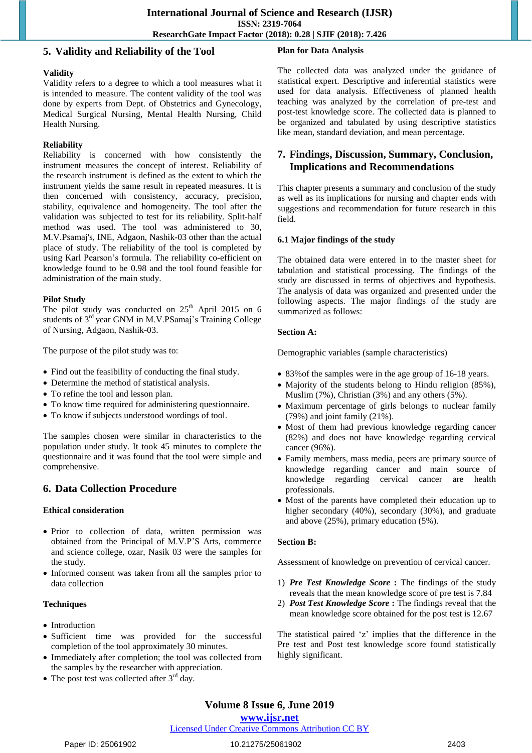## 5. Validity and Reliability of the Tool

### Validity

Validity refers to a degree to which a tool measures what it is intended to measure. The content validity of the tool was done by experts from Dept. of Obstetrics and Gynecology, Medical Surgical Nursing, Mental Health Nursing, Child Health Nursing.

### Reliability

Reliability is concerned with how consistently the instrument measures the concept of interest. Reliability of the research instrument is defined as the extent to which the instrument yields the same result in repeated measures. It is then concerned with consistency, accuracy, precision, stability, equivalence and homogeneity. The tool after the validation was subjected to test for its reliability. Split-half method was used. The tool was administered to 30, M.V.Psamaj's, INE, Adgaon, Nashik-03 other than the actual place of study. The reliability of the tool is completed by using Karl Pearson's formula. The reliability co-efficient on knowledge found to be 0.98 and the tool found feasible for administration of the main study.

### Pilot Study

The pilot study was conducted on 25th April 2015 on 6 students of 3rd year GNM in M.V.PSamaj's Training College of Nursing, Adgaon, Nashik-03.

The purpose of the pilot study was to:

- Find out the feasibility of conducting the final study.
- Determine the method of statistical analysis.
- To refine the tool and lesson plan.
- To know time required for administering questionnaire.
- To know if subjects understood wordings of tool.

The samples chosen were similar in characteristics to the population under study. It took 45 minutes to complete the questionnaire and it was found that the tool were simple and comprehensive.

## 6. Data Collection Procedure

### Ethical consideration

- Prior to collection of data, written permission was obtained from the Principal of M.V.P'S Arts, commerce and science college, ozar, Nasik 03 were the samples for the study.
- Informed consent was taken from all the samples prior to data collection

### Techniques

- Introduction
- Sufficient time was provided for the successful completion of the tool approximately 30 minutes.
- Immediately after completion; the tool was collected from the samples by the researcher with appreciation.
- The post test was collected after 3rd day.

### Plan for Data Analysis

The collected data was analyzed under the guidance of statistical expert. Descriptive and inferential statistics were used for data analysis. Effectiveness of planned health teaching was analyzed by the correlation of pre-test and post-test knowledge score. The collected data is planned to be organized and tabulated by using descriptive statistics like mean, standard deviation, and mean percentage.

## 7. Findings, Discussion, Summary, Conclusion, Implications and Recommendations

This chapter presents a summary and conclusion of the study as well as its implications for nursing and chapter ends with suggestions and recommendation for future research in this field.

### 6.1 Major findings of the study

The obtained data were entered in to the master sheet for tabulation and statistical processing. The findings of the study are discussed in terms of objectives and hypothesis. The analysis of data was organized and presented under the following aspects. The major findings of the study are summarized as follows:

**Section A:**

Demographic variables (sample characteristics)

- 83%of the samples were in the age group of 16-18 years.
- Majority of the students belong to Hindu religion (85%), Muslim (7%), Christian (3%) and any others (5%).
- Maximum percentage of girls belongs to nuclear family (79%) and joint family (21%).
- Most of them had previous knowledge regarding cancer (82%) and does not have knowledge regarding cervical cancer (96%).
- Family members, mass media, peers are primary source of knowledge regarding cancer and main source of knowledge regarding cervical cancer are health professionals.
- Most of the parents have completed their education up to higher secondary (40%), secondary (30%), and graduate and above (25%), primary education (5%).

**Section B:**

Assessment of knowledge on prevention of cervical cancer.

1) ***Pre Test Knowledge Score*** **:** The findings of the study reveals that the mean knowledge score of pre test is 7.84
2) ***Post Test Knowledge Score*** **:** The findings reveal that the mean knowledge score obtained for the post test is 12.67

The statistical paired 'z' implies that the difference in the Pre test and Post test knowledge score found statistically highly significant.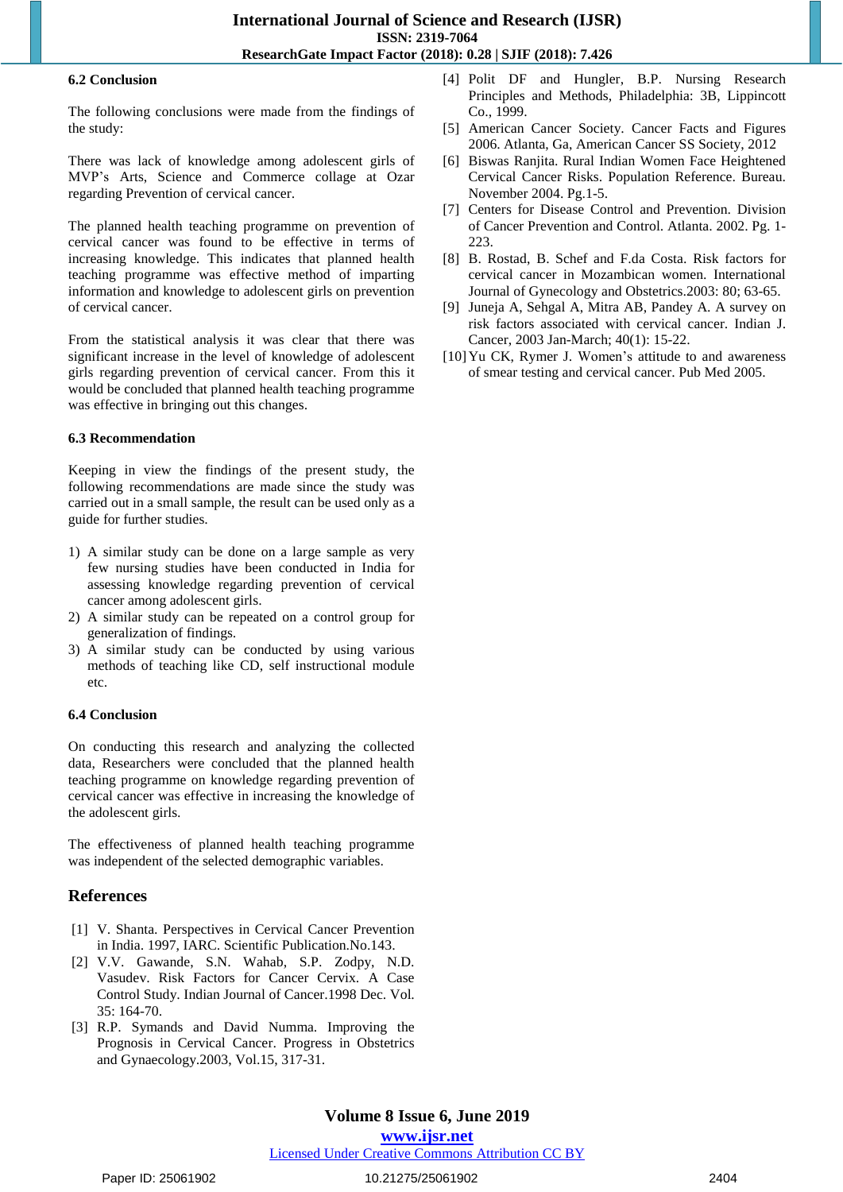### 6.2 Conclusion

The following conclusions were made from the findings of the study:

There was lack of knowledge among adolescent girls of MVP's Arts, Science and Commerce collage at Ozar regarding Prevention of cervical cancer.

The planned health teaching programme on prevention of cervical cancer was found to be effective in terms of increasing knowledge. This indicates that planned health teaching programme was effective method of imparting information and knowledge to adolescent girls on prevention of cervical cancer.

From the statistical analysis it was clear that there was significant increase in the level of knowledge of adolescent girls regarding prevention of cervical cancer. From this it would be concluded that planned health teaching programme was effective in bringing out this changes.

### 6.3 Recommendation

Keeping in view the findings of the present study, the following recommendations are made since the study was carried out in a small sample, the result can be used only as a guide for further studies.

1) A similar study can be done on a large sample as very few nursing studies have been conducted in India for assessing knowledge regarding prevention of cervical cancer among adolescent girls.
2) A similar study can be repeated on a control group for generalization of findings.
3) A similar study can be conducted by using various methods of teaching like CD, self instructional module etc.

### 6.4 Conclusion

On conducting this research and analyzing the collected data, Researchers were concluded that the planned health teaching programme on knowledge regarding prevention of cervical cancer was effective in increasing the knowledge of the adolescent girls.

The effectiveness of planned health teaching programme was independent of the selected demographic variables.

## References

[1] V. Shanta. Perspectives in Cervical Cancer Prevention in India. 1997, IARC. Scientific Publication.No.143.
[2] V.V. Gawande, S.N. Wahab, S.P. Zodpy, N.D. Vasudev. Risk Factors for Cancer Cervix. A Case Control Study. Indian Journal of Cancer.1998 Dec. Vol. 35: 164-70.
[3] R.P. Symands and David Numma. Improving the Prognosis in Cervical Cancer. Progress in Obstetrics and Gynaecology.2003, Vol.15, 317-31.
[4] Polit DF and Hungler, B.P. Nursing Research Principles and Methods, Philadelphia: 3B, Lippincott Co., 1999.
[5] American Cancer Society. Cancer Facts and Figures 2006. Atlanta, Ga, American Cancer SS Society, 2012
[6] Biswas Ranjita. Rural Indian Women Face Heightened Cervical Cancer Risks. Population Reference. Bureau. November 2004. Pg.1-5.
[7] Centers for Disease Control and Prevention. Division of Cancer Prevention and Control. Atlanta. 2002. Pg. 1-223.
[8] B. Rostad, B. Schef and F.da Costa. Risk factors for cervical cancer in Mozambican women. International Journal of Gynecology and Obstetrics.2003: 80; 63-65.
[9] Juneja A, Sehgal A, Mitra AB, Pandey A. A survey on risk factors associated with cervical cancer. Indian J. Cancer, 2003 Jan-March; 40(1): 15-22.
[10] Yu CK, Rymer J. Women's attitude to and awareness of smear testing and cervical cancer. Pub Med 2005.